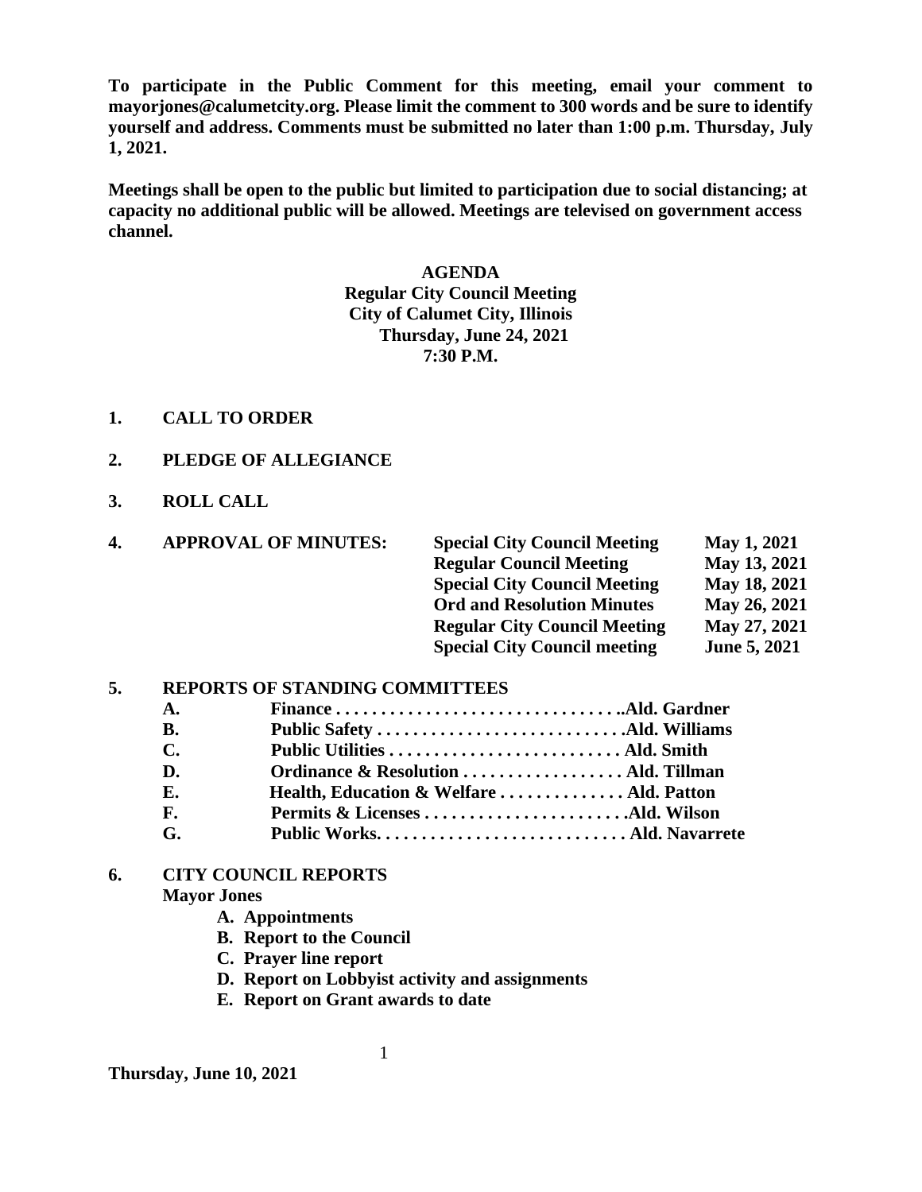**To participate in the Public Comment for this meeting, email your comment to mayorjones@calumetcity.org. Please limit the comment to 300 words and be sure to identify yourself and address. Comments must be submitted no later than 1:00 p.m. Thursday, July 1, 2021.**

**Meetings shall be open to the public but limited to participation due to social distancing; at capacity no additional public will be allowed. Meetings are televised on government access channel.**

# AGENDA
## Regular City Council Meeting
## City of Calumet City, Illinois
## Thursday, June 24, 2021
## 7:30 P.M.

**1. CALL TO ORDER**

**2. PLEDGE OF ALLEGIANCE**

**3. ROLL CALL**

**4. APPROVAL OF MINUTES:**

| | |
|---|---|
| **Special City Council Meeting** | **May 1, 2021** |
| **Regular Council Meeting** | **May 13, 2021** |
| **Special City Council Meeting** | **May 18, 2021** |
| **Ord and Resolution Minutes** | **May 26, 2021** |
| **Regular City Council Meeting** | **May 27, 2021** |
| **Special City Council meeting** | **June 5, 2021** |

**5. REPORTS OF STANDING COMMITTEES**

- **A. Finance . . . . . . . . . . . . . . . . . . . . . . . . . . . . . . . .Ald. Gardner**
- **B. Public Safety . . . . . . . . . . . . . . . . . . . . . . . . . . . .Ald. Williams**
- **C. Public Utilities . . . . . . . . . . . . . . . . . . . . . . . . . . Ald. Smith**
- **D. Ordinance & Resolution . . . . . . . . . . . . . . . . . . Ald. Tillman**
- **E. Health, Education & Welfare . . . . . . . . . . . . . . Ald. Patton**
- **F. Permits & Licenses . . . . . . . . . . . . . . . . . . . . . . .Ald. Wilson**
- **G. Public Works. . . . . . . . . . . . . . . . . . . . . . . . . . . . Ald. Navarrete**

**6. CITY COUNCIL REPORTS**

**Mayor Jones**

- **A. Appointments**
- **B. Report to the Council**
- **C. Prayer line report**
- **D. Report on Lobbyist activity and assignments**
- **E. Report on Grant awards to date**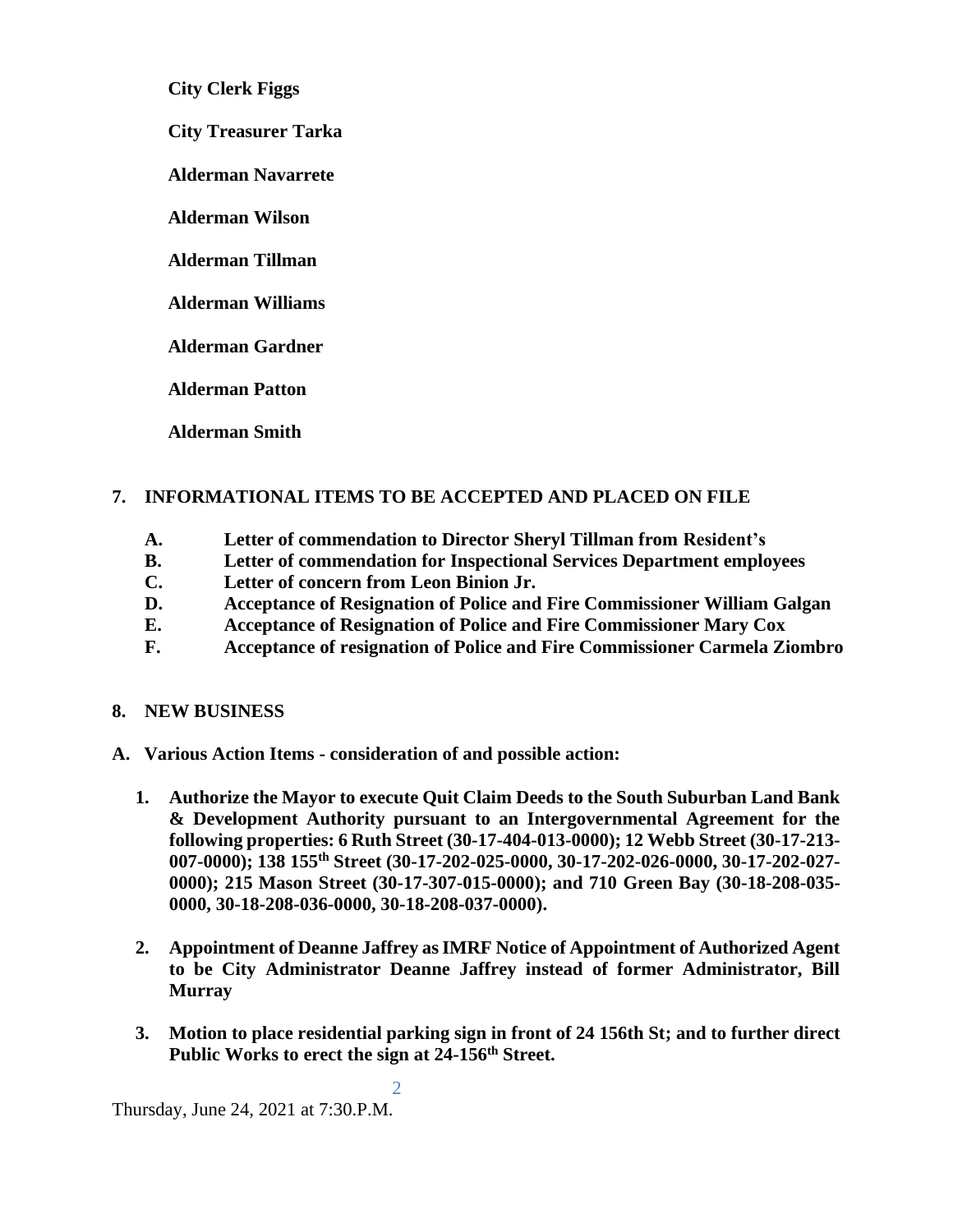**City Clerk Figgs**

**City Treasurer Tarka**

**Alderman Navarrete**

**Alderman Wilson**

**Alderman Tillman**

**Alderman Williams**

**Alderman Gardner**

**Alderman Patton**

**Alderman Smith**

## 7. INFORMATIONAL ITEMS TO BE ACCEPTED AND PLACED ON FILE

- **A. Letter of commendation to Director Sheryl Tillman from Resident's**
- **B. Letter of commendation for Inspectional Services Department employees**
- **C. Letter of concern from Leon Binion Jr.**
- **D. Acceptance of Resignation of Police and Fire Commissioner William Galgan**
- **E. Acceptance of Resignation of Police and Fire Commissioner Mary Cox**
- **F. Acceptance of resignation of Police and Fire Commissioner Carmela Ziombro**

## 8. NEW BUSINESS

**A. Various Action Items - consideration of and possible action:**

1. **Authorize the Mayor to execute Quit Claim Deeds to the South Suburban Land Bank & Development Authority pursuant to an Intergovernmental Agreement for the following properties: 6 Ruth Street (30-17-404-013-0000); 12 Webb Street (30-17-213-007-0000); 138 155th Street (30-17-202-025-0000, 30-17-202-026-0000, 30-17-202-027-0000); 215 Mason Street (30-17-307-015-0000); and 710 Green Bay (30-18-208-035-0000, 30-18-208-036-0000, 30-18-208-037-0000).**

2. **Appointment of Deanne Jaffrey as IMRF Notice of Appointment of Authorized Agent to be City Administrator Deanne Jaffrey instead of former Administrator, Bill Murray**

3. **Motion to place residential parking sign in front of 24 156th St; and to further direct Public Works to erect the sign at 24-156th Street.**

Thursday, June 24, 2021 at 7:30.P.M.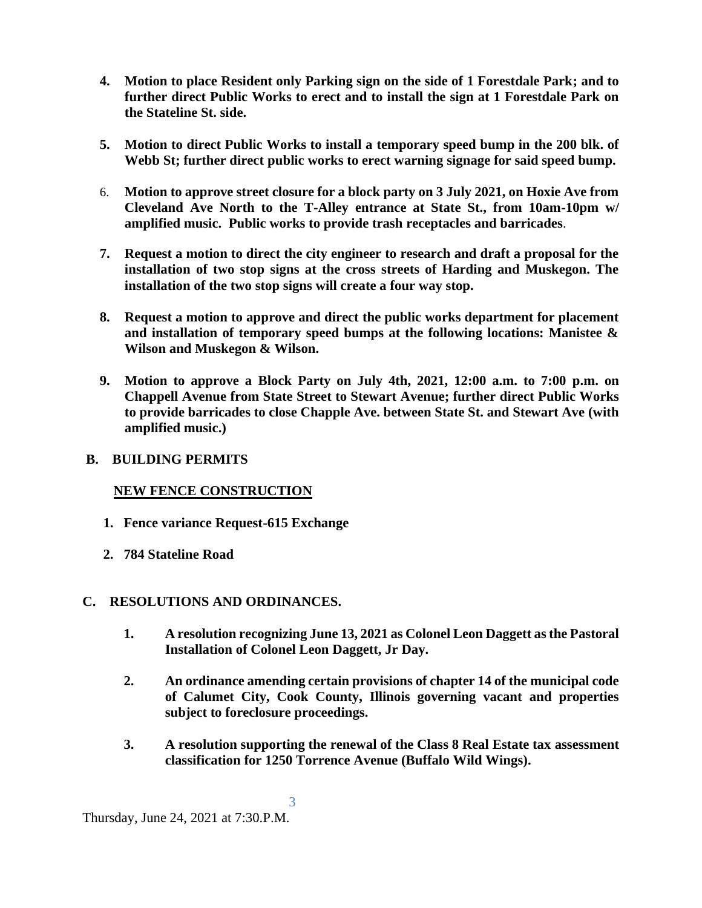4. **Motion to place Resident only Parking sign on the side of 1 Forestdale Park; and to further direct Public Works to erect and to install the sign at 1 Forestdale Park on the Stateline St. side.**

5. **Motion to direct Public Works to install a temporary speed bump in the 200 blk. of Webb St; further direct public works to erect warning signage for said speed bump.**

6. **Motion to approve street closure for a block party on 3 July 2021, on Hoxie Ave from Cleveland Ave North to the T-Alley entrance at State St., from 10am-10pm w/ amplified music. Public works to provide trash receptacles and barricades**.

7. **Request a motion to direct the city engineer to research and draft a proposal for the installation of two stop signs at the cross streets of Harding and Muskegon. The installation of the two stop signs will create a four way stop.**

8. **Request a motion to approve and direct the public works department for placement and installation of temporary speed bumps at the following locations: Manistee & Wilson and Muskegon & Wilson.**

9. **Motion to approve a Block Party on July 4th, 2021, 12:00 a.m. to 7:00 p.m. on Chappell Avenue from State Street to Stewart Avenue; further direct Public Works to provide barricades to close Chapple Ave. between State St. and Stewart Ave (with amplified music.)**

## B. BUILDING PERMITS

**<u>NEW FENCE CONSTRUCTION</u>**

1. **Fence variance Request-615 Exchange**

2. **784 Stateline Road**

## C. RESOLUTIONS AND ORDINANCES.

1. **A resolution recognizing June 13, 2021 as Colonel Leon Daggett as the Pastoral Installation of Colonel Leon Daggett, Jr Day.**

2. **An ordinance amending certain provisions of chapter 14 of the municipal code of Calumet City, Cook County, Illinois governing vacant and properties subject to foreclosure proceedings.**

3. **A resolution supporting the renewal of the Class 8 Real Estate tax assessment classification for 1250 Torrence Avenue (Buffalo Wild Wings).**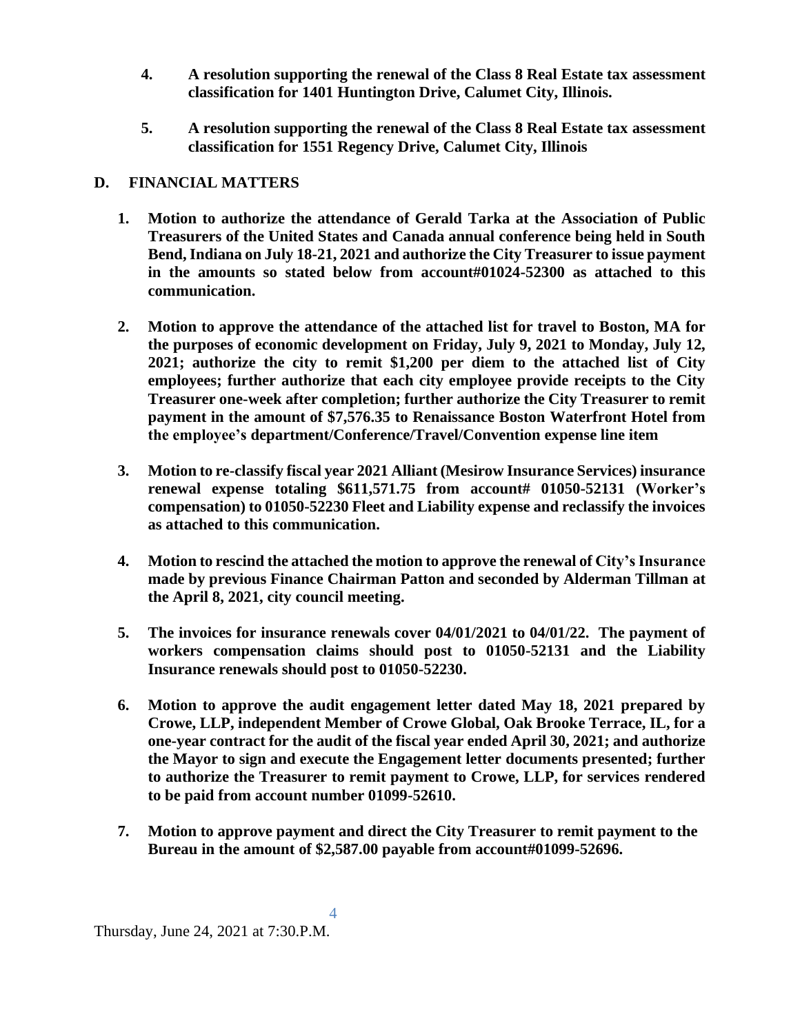4. **A resolution supporting the renewal of the Class 8 Real Estate tax assessment classification for 1401 Huntington Drive, Calumet City, Illinois.**

5. **A resolution supporting the renewal of the Class 8 Real Estate tax assessment classification for 1551 Regency Drive, Calumet City, Illinois**

## D. FINANCIAL MATTERS

1. **Motion to authorize the attendance of Gerald Tarka at the Association of Public Treasurers of the United States and Canada annual conference being held in South Bend, Indiana on July 18-21, 2021 and authorize the City Treasurer to issue payment in the amounts so stated below from account#01024-52300 as attached to this communication.**

2. **Motion to approve the attendance of the attached list for travel to Boston, MA for the purposes of economic development on Friday, July 9, 2021 to Monday, July 12, 2021; authorize the city to remit $1,200 per diem to the attached list of City employees; further authorize that each city employee provide receipts to the City Treasurer one-week after completion; further authorize the City Treasurer to remit payment in the amount of $7,576.35 to Renaissance Boston Waterfront Hotel from the employee's department/Conference/Travel/Convention expense line item**

3. **Motion to re-classify fiscal year 2021 Alliant (Mesirow Insurance Services) insurance renewal expense totaling $611,571.75 from account# 01050-52131 (Worker's compensation) to 01050-52230 Fleet and Liability expense and reclassify the invoices as attached to this communication.**

4. **Motion to rescind the attached the motion to approve the renewal of City's Insurance made by previous Finance Chairman Patton and seconded by Alderman Tillman at the April 8, 2021, city council meeting.**

5. **The invoices for insurance renewals cover 04/01/2021 to 04/01/22. The payment of workers compensation claims should post to 01050-52131 and the Liability Insurance renewals should post to 01050-52230.**

6. **Motion to approve the audit engagement letter dated May 18, 2021 prepared by Crowe, LLP, independent Member of Crowe Global, Oak Brooke Terrace, IL, for a one-year contract for the audit of the fiscal year ended April 30, 2021; and authorize the Mayor to sign and execute the Engagement letter documents presented; further to authorize the Treasurer to remit payment to Crowe, LLP, for services rendered to be paid from account number 01099-52610.**

7. **Motion to approve payment and direct the City Treasurer to remit payment to the Bureau in the amount of $2,587.00 payable from account#01099-52696.**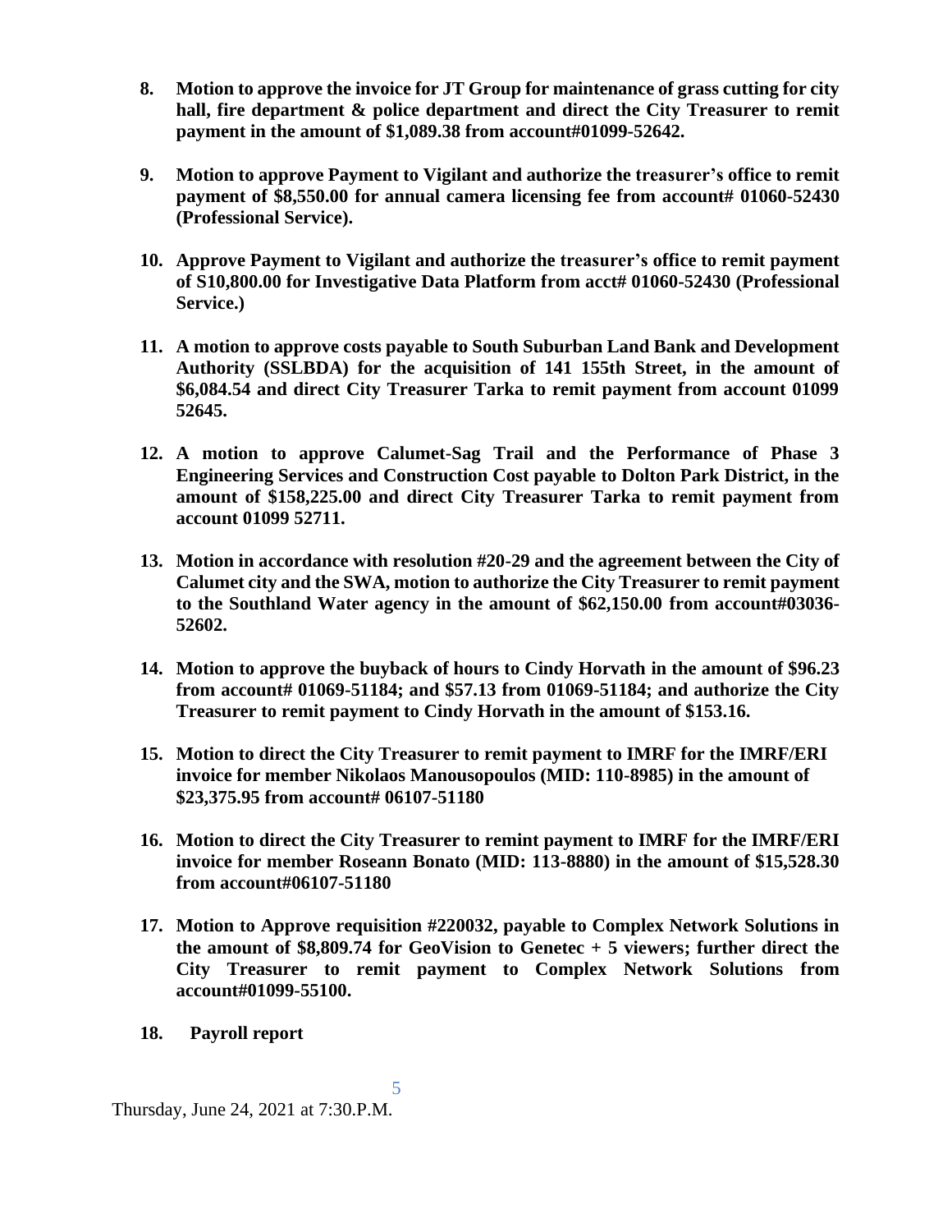8. **Motion to approve the invoice for JT Group for maintenance of grass cutting for city hall, fire department & police department and direct the City Treasurer to remit payment in the amount of $1,089.38 from account#01099-52642.**

9. **Motion to approve Payment to Vigilant and authorize the treasurer's office to remit payment of $8,550.00 for annual camera licensing fee from account# 01060-52430 (Professional Service).**

10. **Approve Payment to Vigilant and authorize the treasurer's office to remit payment of S10,800.00 for Investigative Data Platform from acct# 01060-52430 (Professional Service.)**

11. **A motion to approve costs payable to South Suburban Land Bank and Development Authority (SSLBDA) for the acquisition of 141 155th Street, in the amount of $6,084.54 and direct City Treasurer Tarka to remit payment from account 01099 52645.**

12. **A motion to approve Calumet-Sag Trail and the Performance of Phase 3 Engineering Services and Construction Cost payable to Dolton Park District, in the amount of $158,225.00 and direct City Treasurer Tarka to remit payment from account 01099 52711.**

13. **Motion in accordance with resolution #20-29 and the agreement between the City of Calumet city and the SWA, motion to authorize the City Treasurer to remit payment to the Southland Water agency in the amount of $62,150.00 from account#03036-52602.**

14. **Motion to approve the buyback of hours to Cindy Horvath in the amount of $96.23 from account# 01069-51184; and $57.13 from 01069-51184; and authorize the City Treasurer to remit payment to Cindy Horvath in the amount of $153.16.**

15. **Motion to direct the City Treasurer to remit payment to IMRF for the IMRF/ERI invoice for member Nikolaos Manousopoulos (MID: 110-8985) in the amount of $23,375.95 from account# 06107-51180**

16. **Motion to direct the City Treasurer to remint payment to IMRF for the IMRF/ERI invoice for member Roseann Bonato (MID: 113-8880) in the amount of $15,528.30 from account#06107-51180**

17. **Motion to Approve requisition #220032, payable to Complex Network Solutions in the amount of $8,809.74 for GeoVision to Genetec + 5 viewers; further direct the City Treasurer to remit payment to Complex Network Solutions from account#01099-55100.**

18. **Payroll report**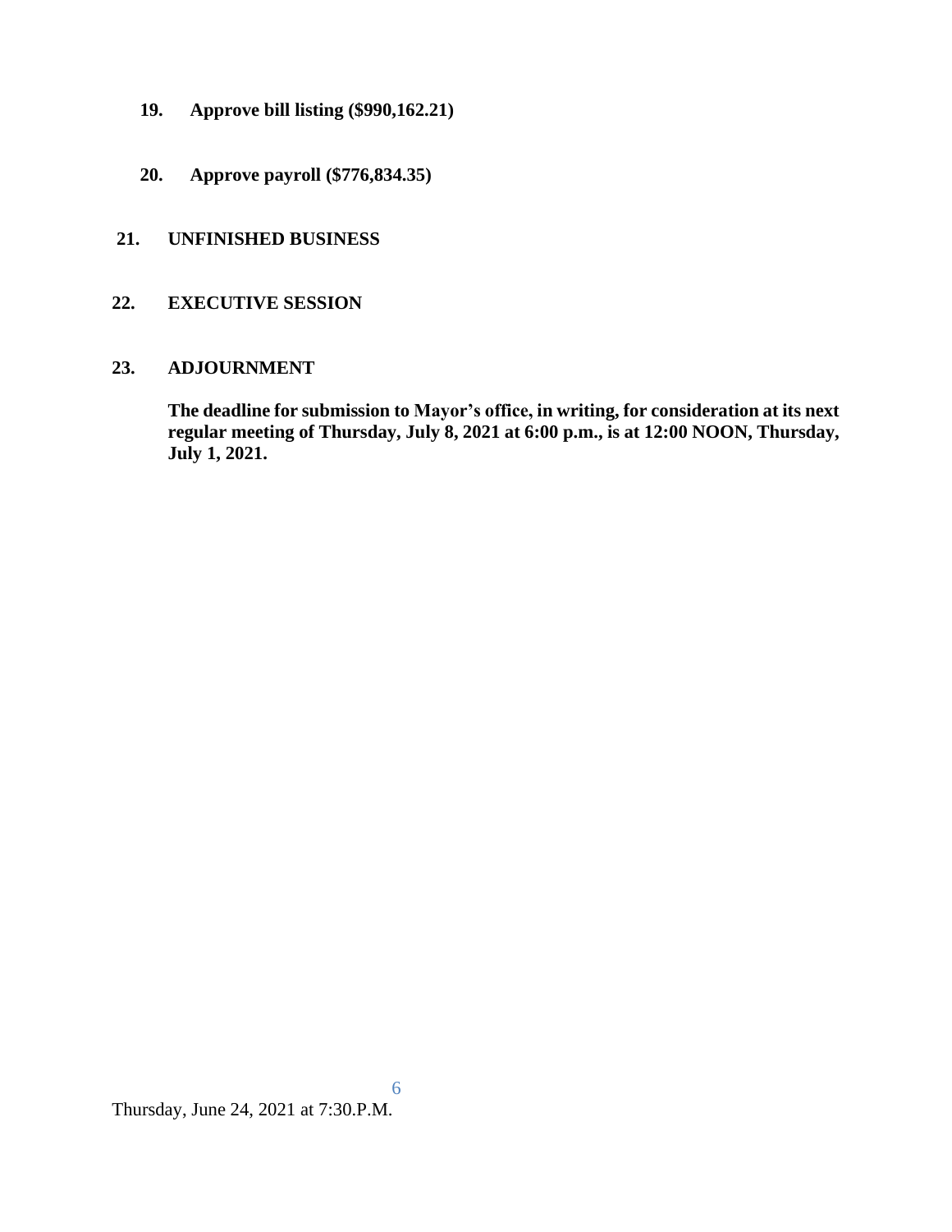**19. Approve bill listing ($990,162.21)**

**20. Approve payroll ($776,834.35)**

**21. UNFINISHED BUSINESS**

**22. EXECUTIVE SESSION**

**23. ADJOURNMENT**

**The deadline for submission to Mayor's office, in writing, for consideration at its next regular meeting of Thursday, July 8, 2021 at 6:00 p.m., is at 12:00 NOON, Thursday, July 1, 2021.**